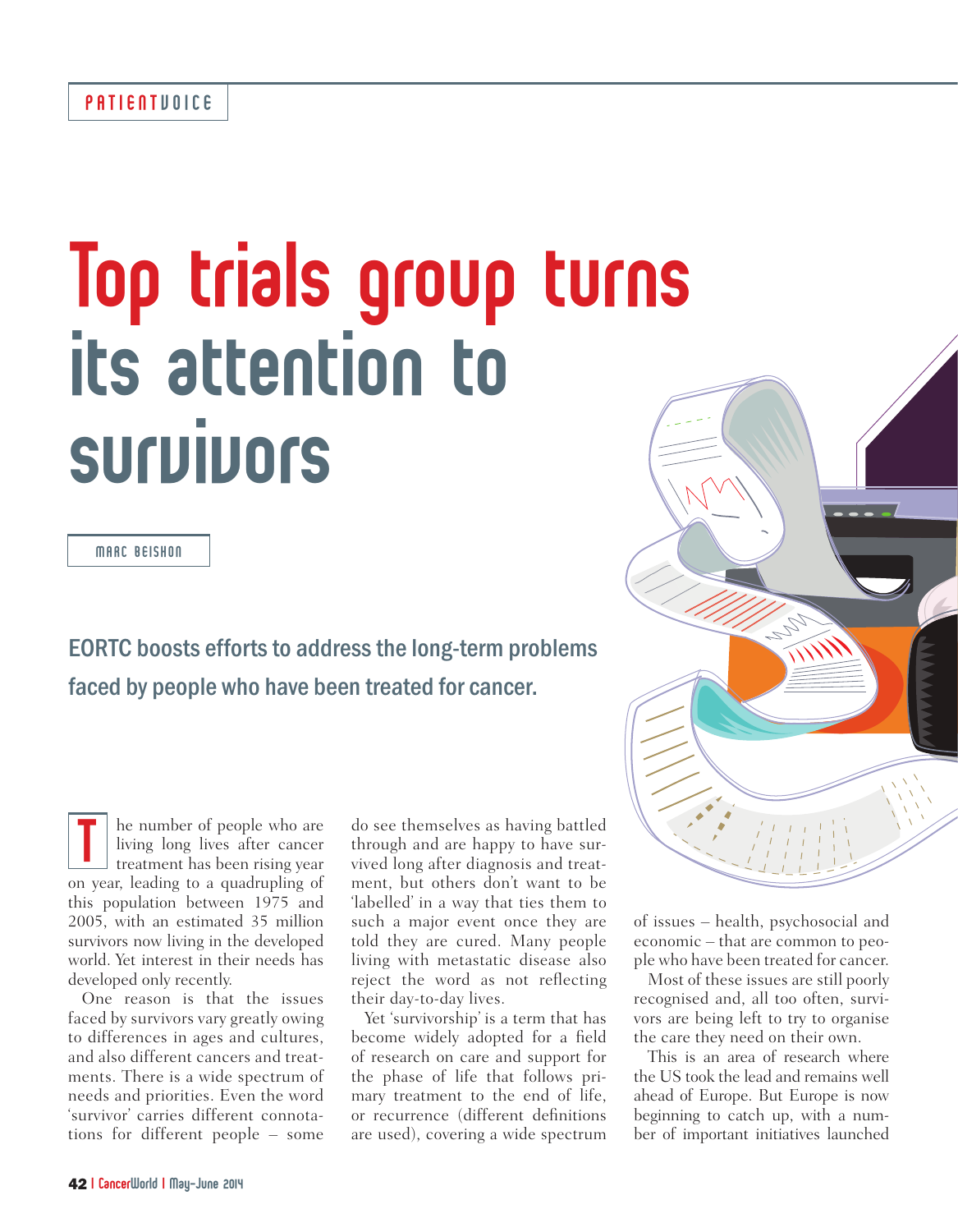PATIENTVOICE

# Top trials group turns its attention to survivors

MARC BEISHON

## EORTC boosts efforts to address the long-term problems faced by people who have been treated for cancer.

The number of people who are living long lives after cancer treatment has been rising year on year, leading to a quadrupling of this population between 1975 and 2005, with an estimated 35 million survivors now living in the developed world. Yet interest in their needs has developed only recently.

One reason is that the issues faced by survivors vary greatly owing to differences in ages and cultures, and also different cancers and treatments. There is a wide spectrum of needs and priorities. Even the word 'survivor' carries different connotations for different people – some do see themselves as having battled through and are happy to have survived long after diagnosis and treatment, but others don't want to be 'labelled' in a way that ties them to such a major event once they are told they are cured. Many people living with metastatic disease also reject the word as not reflecting their day-to-day lives.

Yet 'survivorship' is a term that has become widely adopted for a field of research on care and support for the phase of life that follows primary treatment to the end of life, or recurrence (different definitions are used), covering a wide spectrum of issues – health, psychosocial and economic – that are common to people who have been treated for cancer.

Most of these issues are still poorly recognised and, all too often, survivors are being left to try to organise the care they need on their own.

This is an area of research where the US took the lead and remains well ahead of Europe. But Europe is now beginning to catch up, with a number of important initiatives launched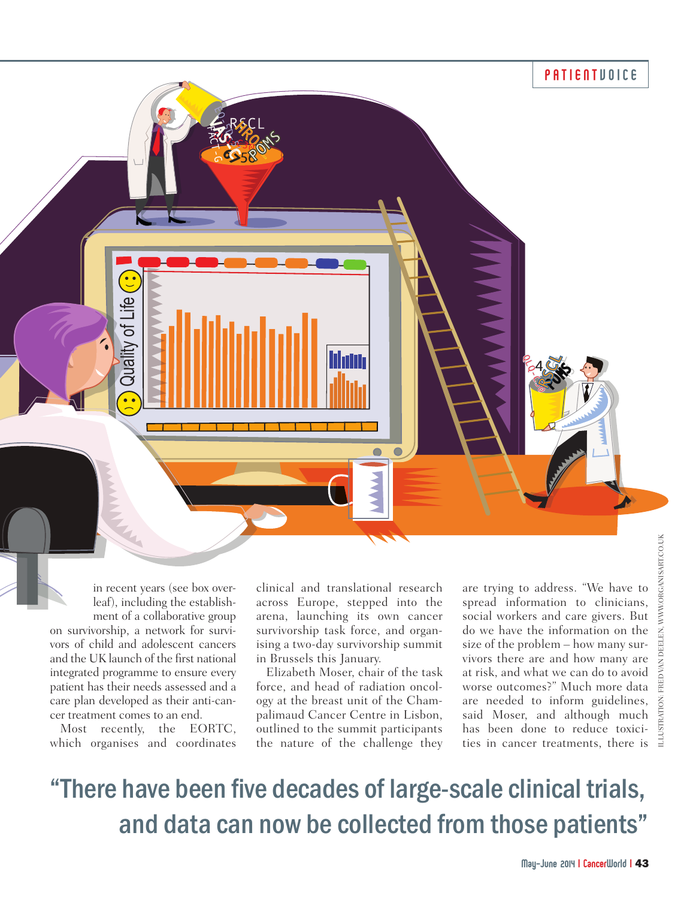in recent years (see box overleaf), including the establishment of a collaborative group on survivorship, a network for survivors of child and adolescent cancers and the UK launch of the first national integrated programme to ensure every patient has their needs assessed and a care plan developed as their anti-cancer treatment comes to an end.

Most recently, the EORTC, which organises and coordinates clinical and translational research across Europe, stepped into the arena, launching its own cancer survivorship task force, and organising a two-day survivorship summit in Brussels this January.

Elizabeth Moser, chair of the task force, and head of radiation oncology at the breast unit of the Champalimaud Cancer Centre in Lisbon, outlined to the summit participants the nature of the challenge they are trying to address. "We have to spread information to clinicians, social workers and care givers. But do we have the information on the size of the problem – how many survivors there are and how many are at risk, and what we can do to avoid worse outcomes?" Much more data are needed to inform guidelines, said Moser, and although much has been done to reduce toxicities in cancer treatments, there is

ILLUSTRATION: FRED VAN DEELEN, WWW.ORGANISART.CO.UK

## "There have been five decades of large-scale clinical trials, and data can now be collected from those patients"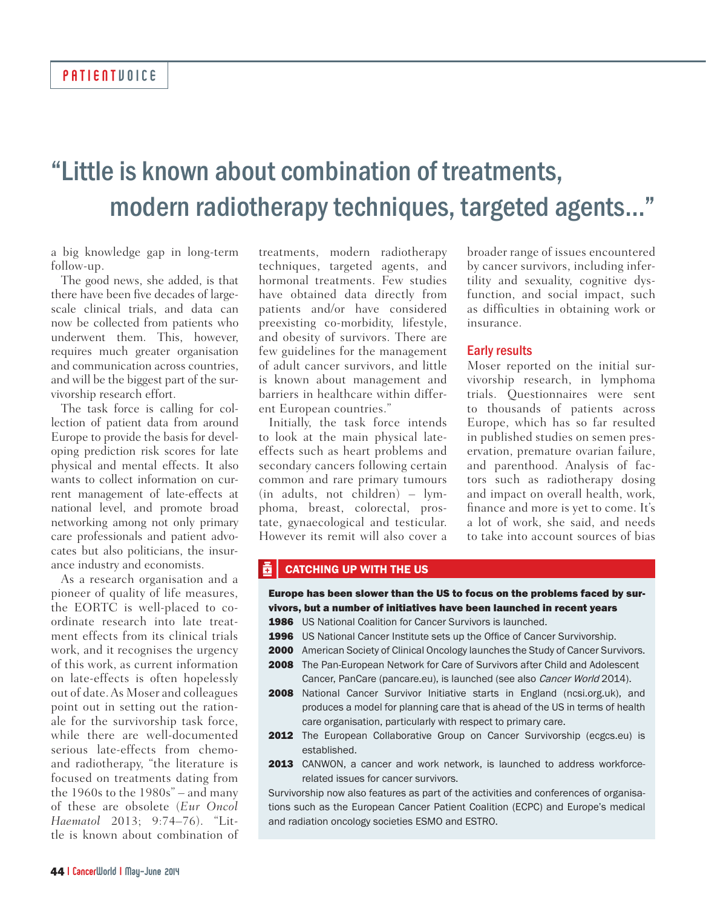# "Little is known about combination of treatments, modern radiotherapy techniques, targeted agents..."

a big knowledge gap in long-term follow-up.

The good news, she added, is that there have been five decades of large-scale clinical trials, and data can now be collected from patients who underwent them. This, however, requires much greater organisation and communication across countries, and will be the biggest part of the survivorship research effort.

The task force is calling for collection of patient data from around Europe to provide the basis for developing prediction risk scores for late physical and mental effects. It also wants to collect information on current management of late-effects at national level, and promote broad networking among not only primary care professionals and patient advocates but also politicians, the insurance industry and economists.

As a research organisation and a pioneer of quality of life measures, the EORTC is well-placed to coordinate research into late treatment effects from its clinical trials work, and it recognises the urgency of this work, as current information on late-effects is often hopelessly out of date. As Moser and colleagues point out in setting out the rationale for the survivorship task force, while there are well-documented serious late-effects from chemo- and radiotherapy, "the literature is focused on treatments dating from the 1960s to the 1980s" – and many of these are obsolete (*Eur Oncol Haematol* 2013; 9:74–76). "Little is known about combination of treatments, modern radiotherapy techniques, targeted agents, and hormonal treatments. Few studies have obtained data directly from patients and/or have considered preexisting co-morbidity, lifestyle, and obesity of survivors. There are few guidelines for the management of adult cancer survivors, and little is known about management and barriers in healthcare within different European countries."

Initially, the task force intends to look at the main physical late-effects such as heart problems and secondary cancers following certain common and rare primary tumours (in adults, not children) – lymphoma, breast, colorectal, prostate, gynaecological and testicular. However its remit will also cover a broader range of issues encountered by cancer survivors, including infertility and sexuality, cognitive dysfunction, and social impact, such as difficulties in obtaining work or insurance.

## Early results

Moser reported on the initial survivorship research, in lymphoma trials. Questionnaires were sent to thousands of patients across Europe, which has so far resulted in published studies on semen preservation, premature ovarian failure, and parenthood. Analysis of factors such as radiotherapy dosing and impact on overall health, work, finance and more is yet to come. It's a lot of work, she said, and needs to take into account sources of bias

## CATCHING UP WITH THE US

**Europe has been slower than the US to focus on the problems faced by survivors, but a number of initiatives have been launched in recent years**

- **1986** US National Coalition for Cancer Survivors is launched.
- **1996** US National Cancer Institute sets up the Office of Cancer Survivorship.
- **2000** American Society of Clinical Oncology launches the Study of Cancer Survivors.
- **2008** The Pan-European Network for Care of Survivors after Child and Adolescent Cancer, PanCare (pancare.eu), is launched (see also *Cancer World* 2014).
- **2008** National Cancer Survivor Initiative starts in England (ncsi.org.uk), and produces a model for planning care that is ahead of the US in terms of health care organisation, particularly with respect to primary care.
- **2012** The European Collaborative Group on Cancer Survivorship (ecgcs.eu) is established.
- **2013** CANWON, a cancer and work network, is launched to address workforce-related issues for cancer survivors.

Survivorship now also features as part of the activities and conferences of organisations such as the European Cancer Patient Coalition (ECPC) and Europe's medical and radiation oncology societies ESMO and ESTRO.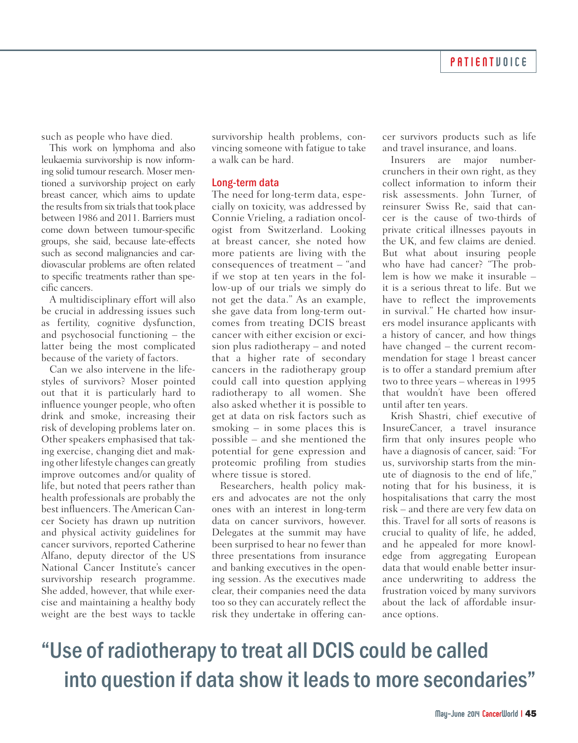such as people who have died.

This work on lymphoma and also leukaemia survivorship is now informing solid tumour research. Moser mentioned a survivorship project on early breast cancer, which aims to update the results from six trials that took place between 1986 and 2011. Barriers must come down between tumour-specific groups, she said, because late-effects such as second malignancies and cardiovascular problems are often related to specific treatments rather than specific cancers.

A multidisciplinary effort will also be crucial in addressing issues such as fertility, cognitive dysfunction, and psychosocial functioning – the latter being the most complicated because of the variety of factors.

Can we also intervene in the lifestyles of survivors? Moser pointed out that it is particularly hard to influence younger people, who often drink and smoke, increasing their risk of developing problems later on. Other speakers emphasised that taking exercise, changing diet and making other lifestyle changes can greatly improve outcomes and/or quality of life, but noted that peers rather than health professionals are probably the best influencers. The American Cancer Society has drawn up nutrition and physical activity guidelines for cancer survivors, reported Catherine Alfano, deputy director of the US National Cancer Institute's cancer survivorship research programme. She added, however, that while exercise and maintaining a healthy body weight are the best ways to tackle survivorship health problems, convincing someone with fatigue to take a walk can be hard.

## Long-term data

The need for long-term data, especially on toxicity, was addressed by Connie Vrieling, a radiation oncologist from Switzerland. Looking at breast cancer, she noted how more patients are living with the consequences of treatment – "and if we stop at ten years in the follow-up of our trials we simply do not get the data." As an example, she gave data from long-term outcomes from treating DCIS breast cancer with either excision or excision plus radiotherapy – and noted that a higher rate of secondary cancers in the radiotherapy group could call into question applying radiotherapy to all women. She also asked whether it is possible to get at data on risk factors such as smoking – in some places this is possible – and she mentioned the potential for gene expression and proteomic profiling from studies where tissue is stored.

Researchers, health policy makers and advocates are not the only ones with an interest in long-term data on cancer survivors, however. Delegates at the summit may have been surprised to hear no fewer than three presentations from insurance and banking executives in the opening session. As the executives made clear, their companies need the data too so they can accurately reflect the risk they undertake in offering cancer survivors products such as life and travel insurance, and loans.

Insurers are major number-crunchers in their own right, as they collect information to inform their risk assessments. John Turner, of reinsurer Swiss Re, said that cancer is the cause of two-thirds of private critical illnesses payouts in the UK, and few claims are denied. But what about insuring people who have had cancer? "The problem is how we make it insurable – it is a serious threat to life. But we have to reflect the improvements in survival." He charted how insurers model insurance applicants with a history of cancer, and how things have changed – the current recommendation for stage 1 breast cancer is to offer a standard premium after two to three years – whereas in 1995 that wouldn't have been offered until after ten years.

Krish Shastri, chief executive of InsureCancer, a travel insurance firm that only insures people who have a diagnosis of cancer, said: "For us, survivorship starts from the minute of diagnosis to the end of life," noting that for his business, it is hospitalisations that carry the most risk – and there are very few data on this. Travel for all sorts of reasons is crucial to quality of life, he added, and he appealed for more knowledge from aggregating European data that would enable better insurance underwriting to address the frustration voiced by many survivors about the lack of affordable insurance options.

> "Use of radiotherapy to treat all DCIS could be called into question if data show it leads to more secondaries"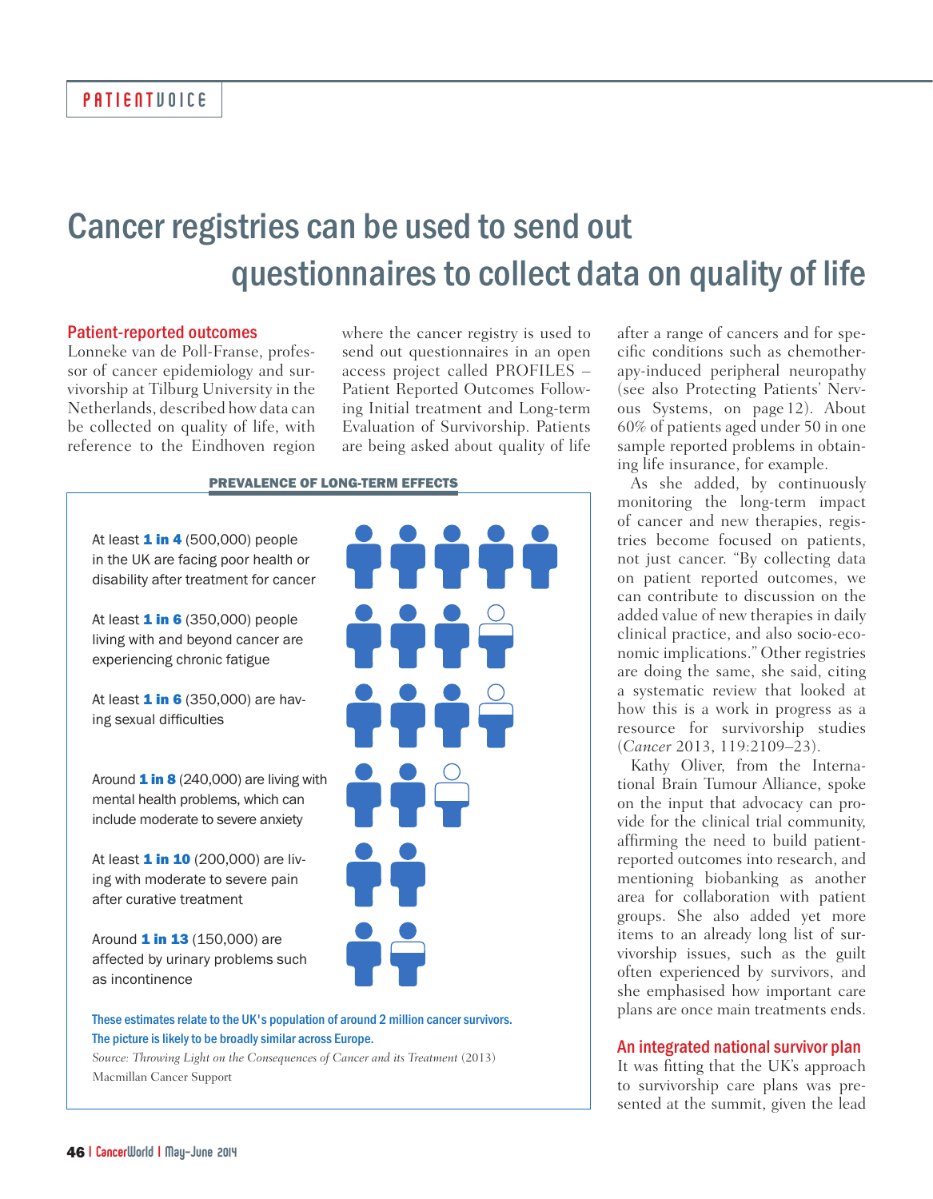PATIENTVOICE

# Cancer registries can be used to send out questionnaires to collect data on quality of life

## Patient-reported outcomes

Lonneke van de Poll-Franse, professor of cancer epidemiology and survivorship at Tilburg University in the Netherlands, described how data can be collected on quality of life, with reference to the Eindhoven region where the cancer registry is used to send out questionnaires in an open access project called PROFILES – Patient Reported Outcomes Following Initial treatment and Long-term Evaluation of Survivorship. Patients are being asked about quality of life after a range of cancers and for specific conditions such as chemotherapy-induced peripheral neuropathy (see also Protecting Patients' Nervous Systems, on page 12). About 60% of patients aged under 50 in one sample reported problems in obtaining life insurance, for example.

As she added, by continuously monitoring the long-term impact of cancer and new therapies, registries become focused on patients, not just cancer. "By collecting data on patient reported outcomes, we can contribute to discussion on the added value of new therapies in daily clinical practice, and also socio-economic implications." Other registries are doing the same, she said, citing a systematic review that looked at how this is a work in progress as a resource for survivorship studies (*Cancer* 2013, 119:2109–23).

Kathy Oliver, from the International Brain Tumour Alliance, spoke on the input that advocacy can provide for the clinical trial community, affirming the need to build patient-reported outcomes into research, and mentioning biobanking as another area for collaboration with patient groups. She also added yet more items to an already long list of survivorship issues, such as the guilt often experienced by survivors, and she emphasised how important care plans are once main treatments ends.

### PREVALENCE OF LONG-TERM EFFECTS

At least **1 in 4** (500,000) people in the UK are facing poor health or disability after treatment for cancer

At least **1 in 6** (350,000) people living with and beyond cancer are experiencing chronic fatigue

At least **1 in 6** (350,000) are having sexual difficulties

Around **1 in 8** (240,000) are living with mental health problems, which can include moderate to severe anxiety

At least **1 in 10** (200,000) are living with moderate to severe pain after curative treatment

Around **1 in 13** (150,000) are affected by urinary problems such as incontinence

These estimates relate to the UK's population of around 2 million cancer survivors. The picture is likely to be broadly similar across Europe.

*Source: Throwing Light on the Consequences of Cancer and its Treatment* (2013) Macmillan Cancer Support

## An integrated national survivor plan

It was fitting that the UK's approach to survivorship care plans was presented at the summit, given the lead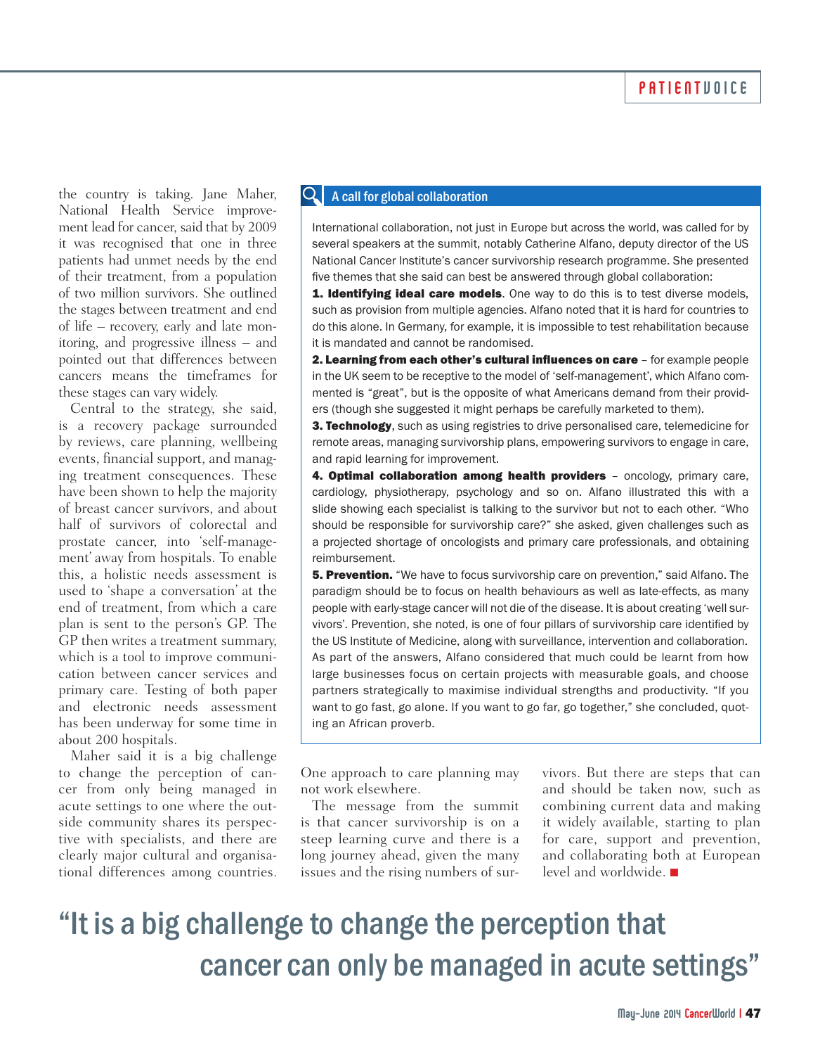the country is taking. Jane Maher, National Health Service improvement lead for cancer, said that by 2009 it was recognised that one in three patients had unmet needs by the end of their treatment, from a population of two million survivors. She outlined the stages between treatment and end of life – recovery, early and late monitoring, and progressive illness – and pointed out that differences between cancers means the timeframes for these stages can vary widely.

Central to the strategy, she said, is a recovery package surrounded by reviews, care planning, wellbeing events, financial support, and managing treatment consequences. These have been shown to help the majority of breast cancer survivors, and about half of survivors of colorectal and prostate cancer, into 'self-management' away from hospitals. To enable this, a holistic needs assessment is used to 'shape a conversation' at the end of treatment, from which a care plan is sent to the person's GP. The GP then writes a treatment summary, which is a tool to improve communication between cancer services and primary care. Testing of both paper and electronic needs assessment has been underway for some time in about 200 hospitals.

Maher said it is a big challenge to change the perception of cancer from only being managed in acute settings to one where the outside community shares its perspective with specialists, and there are clearly major cultural and organisational differences among countries. One approach to care planning may not work elsewhere.

The message from the summit is that cancer survivorship is on a steep learning curve and there is a long journey ahead, given the many issues and the rising numbers of survivors. But there are steps that can and should be taken now, such as combining current data and making it widely available, starting to plan for care, support and prevention, and collaborating both at European level and worldwide. ■

## A call for global collaboration

International collaboration, not just in Europe but across the world, was called for by several speakers at the summit, notably Catherine Alfano, deputy director of the US National Cancer Institute's cancer survivorship research programme. She presented five themes that she said can best be answered through global collaboration:

**1. Identifying ideal care models**. One way to do this is to test diverse models, such as provision from multiple agencies. Alfano noted that it is hard for countries to do this alone. In Germany, for example, it is impossible to test rehabilitation because it is mandated and cannot be randomised.

**2. Learning from each other's cultural influences on care** – for example people in the UK seem to be receptive to the model of 'self-management', which Alfano commented is "great", but is the opposite of what Americans demand from their providers (though she suggested it might perhaps be carefully marketed to them).

**3. Technology**, such as using registries to drive personalised care, telemedicine for remote areas, managing survivorship plans, empowering survivors to engage in care, and rapid learning for improvement.

**4. Optimal collaboration among health providers** – oncology, primary care, cardiology, physiotherapy, psychology and so on. Alfano illustrated this with a slide showing each specialist is talking to the survivor but not to each other. "Who should be responsible for survivorship care?" she asked, given challenges such as a projected shortage of oncologists and primary care professionals, and obtaining reimbursement.

**5. Prevention.** "We have to focus survivorship care on prevention," said Alfano. The paradigm should be to focus on health behaviours as well as late-effects, as many people with early-stage cancer will not die of the disease. It is about creating 'well survivors'. Prevention, she noted, is one of four pillars of survivorship care identified by the US Institute of Medicine, along with surveillance, intervention and collaboration.

As part of the answers, Alfano considered that much could be learnt from how large businesses focus on certain projects with measurable goals, and choose partners strategically to maximise individual strengths and productivity. "If you want to go fast, go alone. If you want to go far, go together," she concluded, quoting an African proverb.

> "It is a big challenge to change the perception that cancer can only be managed in acute settings"